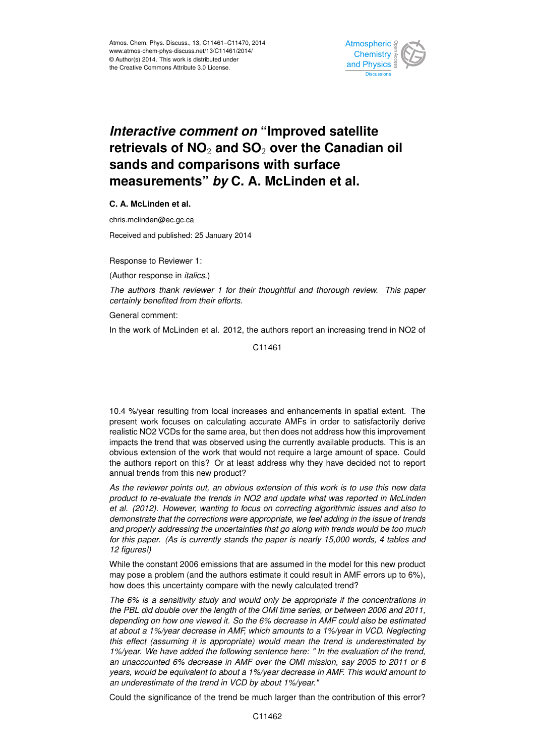# *Interactive comment on* "Improved satellite retrievals of $NO_2$ and $SO_2$ over the Canadian oil sands and comparisons with surface measurements" *by* C. A. McLinden et al.

**C. A. McLinden et al.**

chris.mclinden@ec.gc.ca

Received and published: 25 January 2014

Response to Reviewer 1:

(Author response in *italics*.)

*The authors thank reviewer 1 for their thoughtful and thorough review. This paper certainly benefited from their efforts.*

General comment:

In the work of McLinden et al. 2012, the authors report an increasing trend in NO2 of 10.4 %/year resulting from local increases and enhancements in spatial extent. The present work focuses on calculating accurate AMFs in order to satisfactorily derive realistic NO2 VCDs for the same area, but then does not address how this improvement impacts the trend that was observed using the currently available products. This is an obvious extension of the work that would not require a large amount of space. Could the authors report on this? Or at least address why they have decided not to report annual trends from this new product?

*As the reviewer points out, an obvious extension of this work is to use this new data product to re-evaluate the trends in NO2 and update what was reported in McLinden et al. (2012). However, wanting to focus on correcting algorithmic issues and also to demonstrate that the corrections were appropriate, we feel adding in the issue of trends and properly addressing the uncertainties that go along with trends would be too much for this paper. (As is currently stands the paper is nearly 15,000 words, 4 tables and 12 figures!)*

While the constant 2006 emissions that are assumed in the model for this new product may pose a problem (and the authors estimate it could result in AMF errors up to 6%), how does this uncertainty compare with the newly calculated trend?

*The 6% is a sensitivity study and would only be appropriate if the concentrations in the PBL did double over the length of the OMI time series, or between 2006 and 2011, depending on how one viewed it. So the 6% decrease in AMF could also be estimated at about a 1%/year decrease in AMF, which amounts to a 1%/year in VCD. Neglecting this effect (assuming it is appropriate) would mean the trend is underestimated by 1%/year. We have added the following sentence here: " In the evaluation of the trend, an unaccounted 6% decrease in AMF over the OMI mission, say 2005 to 2011 or 6 years, would be equivalent to about a 1%/year decrease in AMF. This would amount to an underestimate of the trend in VCD by about 1%/year."*

Could the significance of the trend be much larger than the contribution of this error?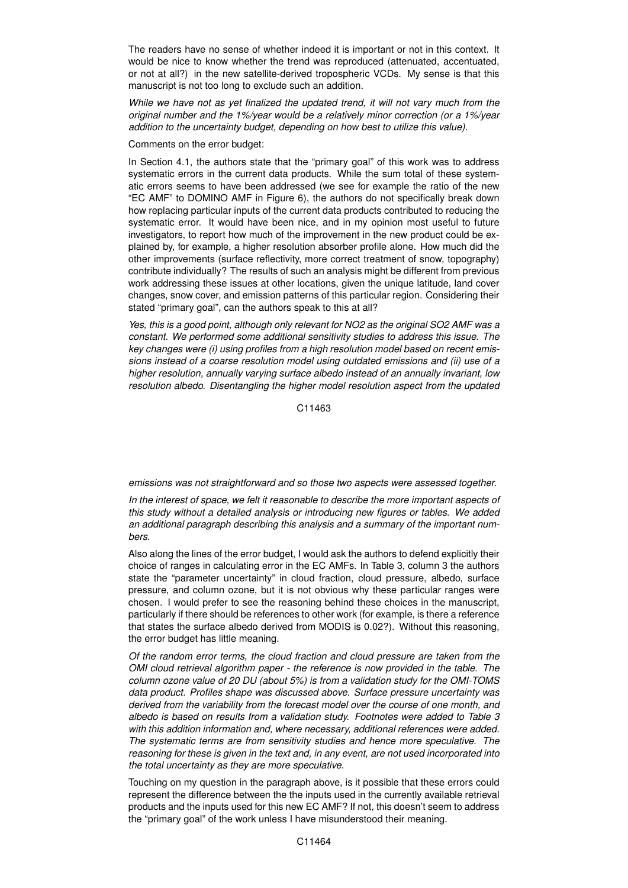The readers have no sense of whether indeed it is important or not in this context. It would be nice to know whether the trend was reproduced (attenuated, accentuated, or not at all?) in the new satellite-derived tropospheric VCDs. My sense is that this manuscript is not too long to exclude such an addition.

*While we have not as yet finalized the updated trend, it will not vary much from the original number and the 1%/year would be a relatively minor correction (or a 1%/year addition to the uncertainty budget, depending on how best to utilize this value).*

Comments on the error budget:

In Section 4.1, the authors state that the "primary goal" of this work was to address systematic errors in the current data products. While the sum total of these systematic errors seems to have been addressed (we see for example the ratio of the new "EC AMF" to DOMINO AMF in Figure 6), the authors do not specifically break down how replacing particular inputs of the current data products contributed to reducing the systematic error. It would have been nice, and in my opinion most useful to future investigators, to report how much of the improvement in the new product could be explained by, for example, a higher resolution absorber profile alone. How much did the other improvements (surface reflectivity, more correct treatment of snow, topography) contribute individually? The results of such an analysis might be different from previous work addressing these issues at other locations, given the unique latitude, land cover changes, snow cover, and emission patterns of this particular region. Considering their stated "primary goal", can the authors speak to this at all?

*Yes, this is a good point, although only relevant for NO2 as the original SO2 AMF was a constant. We performed some additional sensitivity studies to address this issue. The key changes were (i) using profiles from a high resolution model based on recent emissions instead of a coarse resolution model using outdated emissions and (ii) use of a higher resolution, annually varying surface albedo instead of an annually invariant, low resolution albedo. Disentangling the higher model resolution aspect from the updated emissions was not straightforward and so those two aspects were assessed together.*

*In the interest of space, we felt it reasonable to describe the more important aspects of this study without a detailed analysis or introducing new figures or tables. We added an additional paragraph describing this analysis and a summary of the important numbers.*

Also along the lines of the error budget, I would ask the authors to defend explicitly their choice of ranges in calculating error in the EC AMFs. In Table 3, column 3 the authors state the "parameter uncertainty" in cloud fraction, cloud pressure, albedo, surface pressure, and column ozone, but it is not obvious why these particular ranges were chosen. I would prefer to see the reasoning behind these choices in the manuscript, particularly if there should be references to other work (for example, is there a reference that states the surface albedo derived from MODIS is 0.02?). Without this reasoning, the error budget has little meaning.

*Of the random error terms, the cloud fraction and cloud pressure are taken from the OMI cloud retrieval algorithm paper - the reference is now provided in the table. The column ozone value of 20 DU (about 5%) is from a validation study for the OMI-TOMS data product. Profiles shape was discussed above. Surface pressure uncertainty was derived from the variability from the forecast model over the course of one month, and albedo is based on results from a validation study. Footnotes were added to Table 3 with this addition information and, where necessary, additional references were added. The systematic terms are from sensitivity studies and hence more speculative. The reasoning for these is given in the text and, in any event, are not used incorporated into the total uncertainty as they are more speculative.*

Touching on my question in the paragraph above, is it possible that these errors could represent the difference between the the inputs used in the currently available retrieval products and the inputs used for this new EC AMF? If not, this doesn't seem to address the "primary goal" of the work unless I have misunderstood their meaning.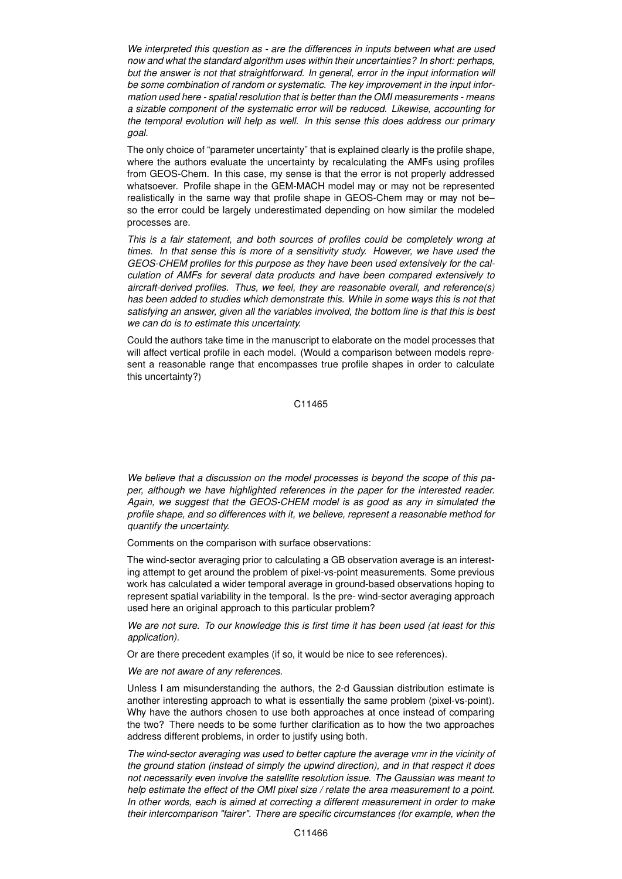*We interpreted this question as - are the differences in inputs between what are used now and what the standard algorithm uses within their uncertainties? In short: perhaps, but the answer is not that straightforward. In general, error in the input information will be some combination of random or systematic. The key improvement in the input information used here - spatial resolution that is better than the OMI measurements - means a sizable component of the systematic error will be reduced. Likewise, accounting for the temporal evolution will help as well. In this sense this does address our primary goal.*

The only choice of "parameter uncertainty" that is explained clearly is the profile shape, where the authors evaluate the uncertainty by recalculating the AMFs using profiles from GEOS-Chem. In this case, my sense is that the error is not properly addressed whatsoever. Profile shape in the GEM-MACH model may or may not be represented realistically in the same way that profile shape in GEOS-Chem may or may not be– so the error could be largely underestimated depending on how similar the modeled processes are.

*This is a fair statement, and both sources of profiles could be completely wrong at times. In that sense this is more of a sensitivity study. However, we have used the GEOS-CHEM profiles for this purpose as they have been used extensively for the calculation of AMFs for several data products and have been compared extensively to aircraft-derived profiles. Thus, we feel, they are reasonable overall, and reference(s) has been added to studies which demonstrate this. While in some ways this is not that satisfying an answer, given all the variables involved, the bottom line is that this is best we can do is to estimate this uncertainty.*

Could the authors take time in the manuscript to elaborate on the model processes that will affect vertical profile in each model. (Would a comparison between models represent a reasonable range that encompasses true profile shapes in order to calculate this uncertainty?)

*We believe that a discussion on the model processes is beyond the scope of this paper, although we have highlighted references in the paper for the interested reader. Again, we suggest that the GEOS-CHEM model is as good as any in simulated the profile shape, and so differences with it, we believe, represent a reasonable method for quantify the uncertainty.*

Comments on the comparison with surface observations:

The wind-sector averaging prior to calculating a GB observation average is an interesting attempt to get around the problem of pixel-vs-point measurements. Some previous work has calculated a wider temporal average in ground-based observations hoping to represent spatial variability in the temporal. Is the pre- wind-sector averaging approach used here an original approach to this particular problem?

*We are not sure. To our knowledge this is first time it has been used (at least for this application).*

Or are there precedent examples (if so, it would be nice to see references).

*We are not aware of any references.*

Unless I am misunderstanding the authors, the 2-d Gaussian distribution estimate is another interesting approach to what is essentially the same problem (pixel-vs-point). Why have the authors chosen to use both approaches at once instead of comparing the two? There needs to be some further clarification as to how the two approaches address different problems, in order to justify using both.

*The wind-sector averaging was used to better capture the average vmr in the vicinity of the ground station (instead of simply the upwind direction), and in that respect it does not necessarily even involve the satellite resolution issue. The Gaussian was meant to help estimate the effect of the OMI pixel size / relate the area measurement to a point. In other words, each is aimed at correcting a different measurement in order to make their intercomparison "fairer". There are specific circumstances (for example, when the*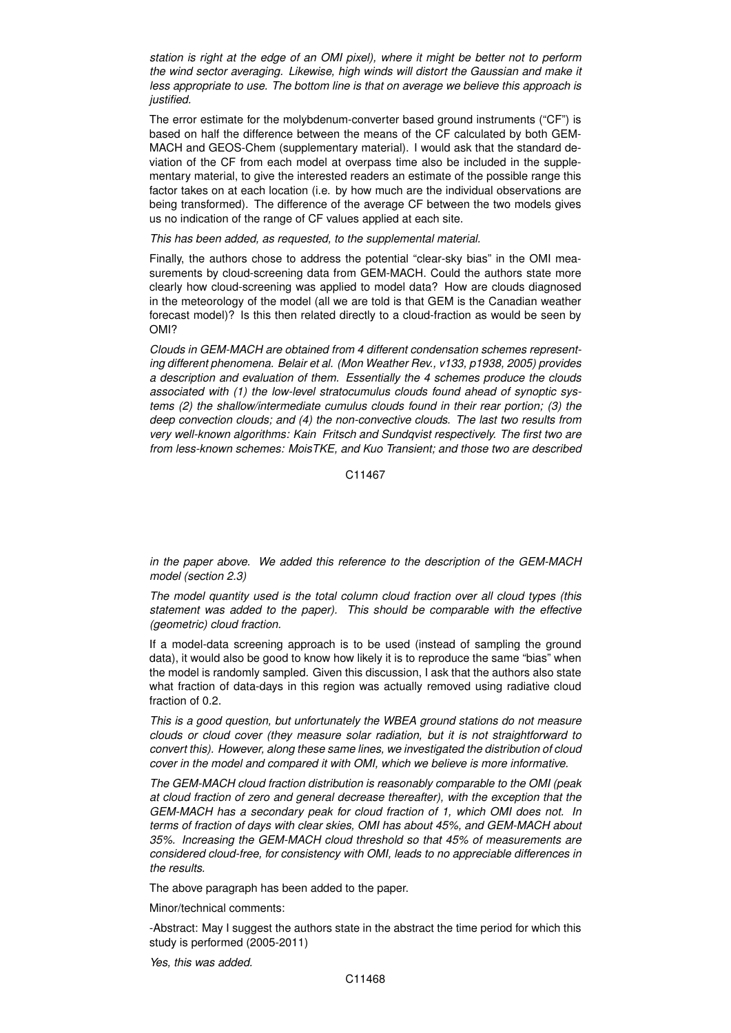*station is right at the edge of an OMI pixel), where it might be better not to perform the wind sector averaging. Likewise, high winds will distort the Gaussian and make it less appropriate to use. The bottom line is that on average we believe this approach is justified.*

The error estimate for the molybdenum-converter based ground instruments ("CF") is based on half the difference between the means of the CF calculated by both GEM-MACH and GEOS-Chem (supplementary material). I would ask that the standard deviation of the CF from each model at overpass time also be included in the supplementary material, to give the interested readers an estimate of the possible range this factor takes on at each location (i.e. by how much are the individual observations are being transformed). The difference of the average CF between the two models gives us no indication of the range of CF values applied at each site.

*This has been added, as requested, to the supplemental material.*

Finally, the authors chose to address the potential "clear-sky bias" in the OMI measurements by cloud-screening data from GEM-MACH. Could the authors state more clearly how cloud-screening was applied to model data? How are clouds diagnosed in the meteorology of the model (all we are told is that GEM is the Canadian weather forecast model)? Is this then related directly to a cloud-fraction as would be seen by OMI?

*Clouds in GEM-MACH are obtained from 4 different condensation schemes representing different phenomena. Belair et al. (Mon Weather Rev., v133, p1938, 2005) provides a description and evaluation of them. Essentially the 4 schemes produce the clouds associated with (1) the low-level stratocumulus clouds found ahead of synoptic systems (2) the shallow/intermediate cumulus clouds found in their rear portion; (3) the deep convection clouds; and (4) the non-convective clouds. The last two results from very well-known algorithms: Kain Fritsch and Sundqvist respectively. The first two are from less-known schemes: MoisTKE, and Kuo Transient; and those two are described in the paper above. We added this reference to the description of the GEM-MACH model (section 2.3)*

*The model quantity used is the total column cloud fraction over all cloud types (this statement was added to the paper). This should be comparable with the effective (geometric) cloud fraction.*

If a model-data screening approach is to be used (instead of sampling the ground data), it would also be good to know how likely it is to reproduce the same "bias" when the model is randomly sampled. Given this discussion, I ask that the authors also state what fraction of data-days in this region was actually removed using radiative cloud fraction of 0.2.

*This is a good question, but unfortunately the WBEA ground stations do not measure clouds or cloud cover (they measure solar radiation, but it is not straightforward to convert this). However, along these same lines, we investigated the distribution of cloud cover in the model and compared it with OMI, which we believe is more informative.*

*The GEM-MACH cloud fraction distribution is reasonably comparable to the OMI (peak at cloud fraction of zero and general decrease thereafter), with the exception that the GEM-MACH has a secondary peak for cloud fraction of 1, which OMI does not. In terms of fraction of days with clear skies, OMI has about 45%, and GEM-MACH about 35%. Increasing the GEM-MACH cloud threshold so that 45% of measurements are considered cloud-free, for consistency with OMI, leads to no appreciable differences in the results.*

The above paragraph has been added to the paper.

Minor/technical comments:

-Abstract: May I suggest the authors state in the abstract the time period for which this study is performed (2005-2011)

*Yes, this was added.*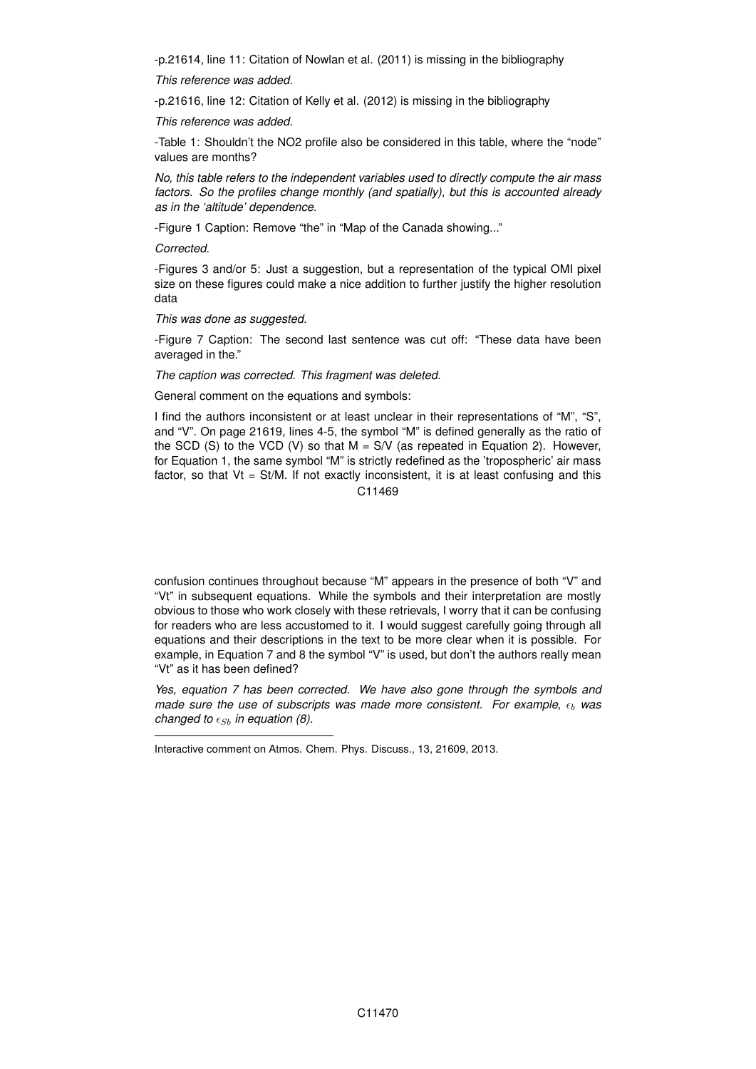-p.21614, line 11: Citation of Nowlan et al. (2011) is missing in the bibliography

*This reference was added.*

-p.21616, line 12: Citation of Kelly et al. (2012) is missing in the bibliography

*This reference was added.*

-Table 1: Shouldn't the NO2 profile also be considered in this table, where the "node" values are months?

*No, this table refers to the independent variables used to directly compute the air mass factors. So the profiles change monthly (and spatially), but this is accounted already as in the 'altitude' dependence.*

-Figure 1 Caption: Remove "the" in "Map of the Canada showing..."

*Corrected.*

-Figures 3 and/or 5: Just a suggestion, but a representation of the typical OMI pixel size on these figures could make a nice addition to further justify the higher resolution data

*This was done as suggested.*

-Figure 7 Caption: The second last sentence was cut off: "These data have been averaged in the."

*The caption was corrected. This fragment was deleted.*

General comment on the equations and symbols:

I find the authors inconsistent or at least unclear in their representations of "M", "S", and "V". On page 21619, lines 4-5, the symbol "M" is defined generally as the ratio of the SCD (S) to the VCD (V) so that M = S/V (as repeated in Equation 2). However, for Equation 1, the same symbol "M" is strictly redefined as the 'tropospheric' air mass factor, so that Vt = St/M. If not exactly inconsistent, it is at least confusing and this confusion continues throughout because "M" appears in the presence of both "V" and "Vt" in subsequent equations. While the symbols and their interpretation are mostly obvious to those who work closely with these retrievals, I worry that it can be confusing for readers who are less accustomed to it. I would suggest carefully going through all equations and their descriptions in the text to be more clear when it is possible. For example, in Equation 7 and 8 the symbol "V" is used, but don't the authors really mean "Vt" as it has been defined?

*Yes, equation 7 has been corrected. We have also gone through the symbols and made sure the use of subscripts was made more consistent. For example, $\epsilon_b$ was changed to $\epsilon_{Sb}$ in equation (8).*

---

Interactive comment on Atmos. Chem. Phys. Discuss., 13, 21609, 2013.